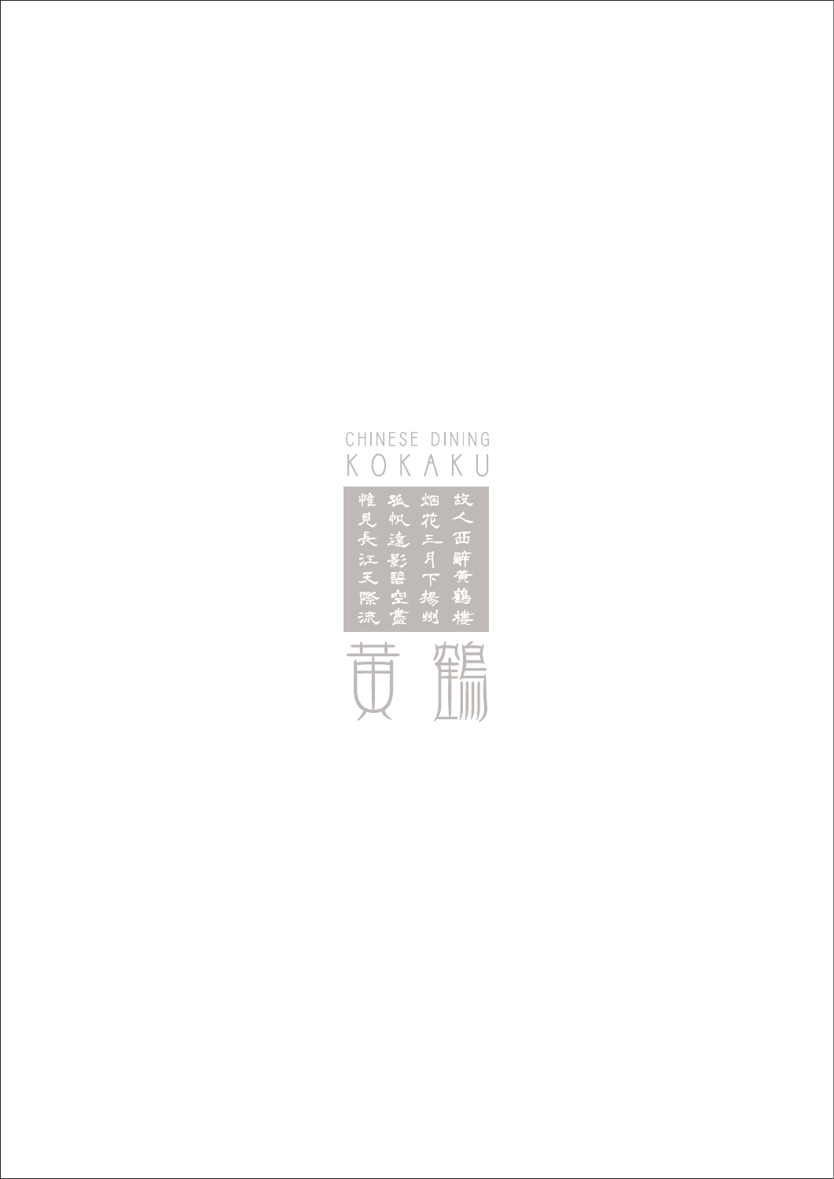CHINESE DINING

KOKAKU

故人西辭黃鶴樓
烟花三月下揚州
孤帆遠影碧空盡
惟見長江天際流

# 黄鶴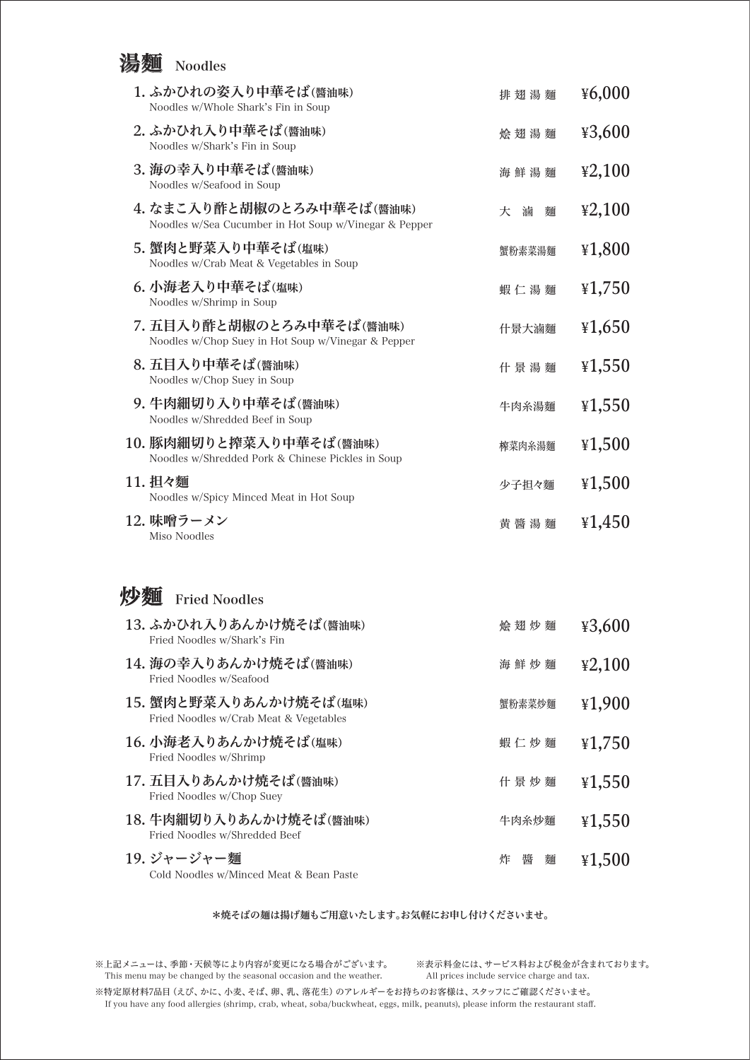## 湯麵 Noodles

| No. | Item | Chinese | Price |
|---|---|---|---|
| 1. | ふかひれの姿入り中華そば(醤油味)<br>Noodles w/Whole Shark's Fin in Soup | 排 翅 湯 麵 | ¥6,000 |
| 2. | ふかひれ入り中華そば(醤油味)<br>Noodles w/Shark's Fin in Soup | 燴 翅 湯 麵 | ¥3,600 |
| 3. | 海の幸入り中華そば(醤油味)<br>Noodles w/Seafood in Soup | 海 鮮 湯 麵 | ¥2,100 |
| 4. | なまこ入り酢と胡椒のとろみ中華そば(醤油味)<br>Noodles w/Sea Cucumber in Hot Soup w/Vinegar & Pepper | 大 滷 麵 | ¥2,100 |
| 5. | 蟹肉と野菜入り中華そば(塩味)<br>Noodles w/Crab Meat & Vegetables in Soup | 蟹粉素菜湯麵 | ¥1,800 |
| 6. | 小海老入り中華そば(塩味)<br>Noodles w/Shrimp in Soup | 蝦 仁 湯 麵 | ¥1,750 |
| 7. | 五目入り酢と胡椒のとろみ中華そば(醤油味)<br>Noodles w/Chop Suey in Hot Soup w/Vinegar & Pepper | 什景大滷麵 | ¥1,650 |
| 8. | 五目入り中華そば(醤油味)<br>Noodles w/Chop Suey in Soup | 什 景 湯 麵 | ¥1,550 |
| 9. | 牛肉細切り入り中華そば(醤油味)<br>Noodles w/Shredded Beef in Soup | 牛肉糸湯麵 | ¥1,550 |
| 10. | 豚肉細切りと搾菜入り中華そば(醤油味)<br>Noodles w/Shredded Pork & Chinese Pickles in Soup | 榨菜肉糸湯麵 | ¥1,500 |
| 11. | 担々麺<br>Noodles w/Spicy Minced Meat in Hot Soup | 少子担々麵 | ¥1,500 |
| 12. | 味噌ラーメン<br>Miso Noodles | 黄 醬 湯 麵 | ¥1,450 |

## 炒麵 Fried Noodles

| No. | Item | Chinese | Price |
|---|---|---|---|
| 13. | ふかひれ入りあんかけ焼そば(醤油味)<br>Fried Noodles w/Shark's Fin | 燴 翅 炒 麵 | ¥3,600 |
| 14. | 海の幸入りあんかけ焼そば(醤油味)<br>Fried Noodles w/Seafood | 海 鮮 炒 麵 | ¥2,100 |
| 15. | 蟹肉と野菜入りあんかけ焼そば(塩味)<br>Fried Noodles w/Crab Meat & Vegetables | 蟹粉素菜炒麵 | ¥1,900 |
| 16. | 小海老入りあんかけ焼そば(塩味)<br>Fried Noodles w/Shrimp | 蝦 仁 炒 麵 | ¥1,750 |
| 17. | 五目入りあんかけ焼そば(醤油味)<br>Fried Noodles w/Chop Suey | 什 景 炒 麵 | ¥1,550 |
| 18. | 牛肉細切り入りあんかけ焼そば(醤油味)<br>Fried Noodles w/Shredded Beef | 牛肉糸炒麵 | ¥1,550 |
| 19. | ジャージャー麺<br>Cold Noodles w/Minced Meat & Bean Paste | 炸 醬 麵 | ¥1,500 |

*焼そばの麺は揚げ麺もご用意いたします。お気軽にお申し付けくださいませ。

※上記メニューは、季節・天候等により内容が変更になる場合がございます。
This menu may be changed by the seasonal occasion and the weather.

※表示料金には、サービス料および税金が含まれております。
All prices include service charge and tax.

※特定原材料7品目（えび、かに、小麦、そば、卵、乳、落花生）のアレルギーをお持ちのお客様は、スタッフにご確認くださいませ。
If you have any food allergies (shrimp, crab, wheat, soba/buckwheat, eggs, milk, peanuts), please inform the restaurant staff.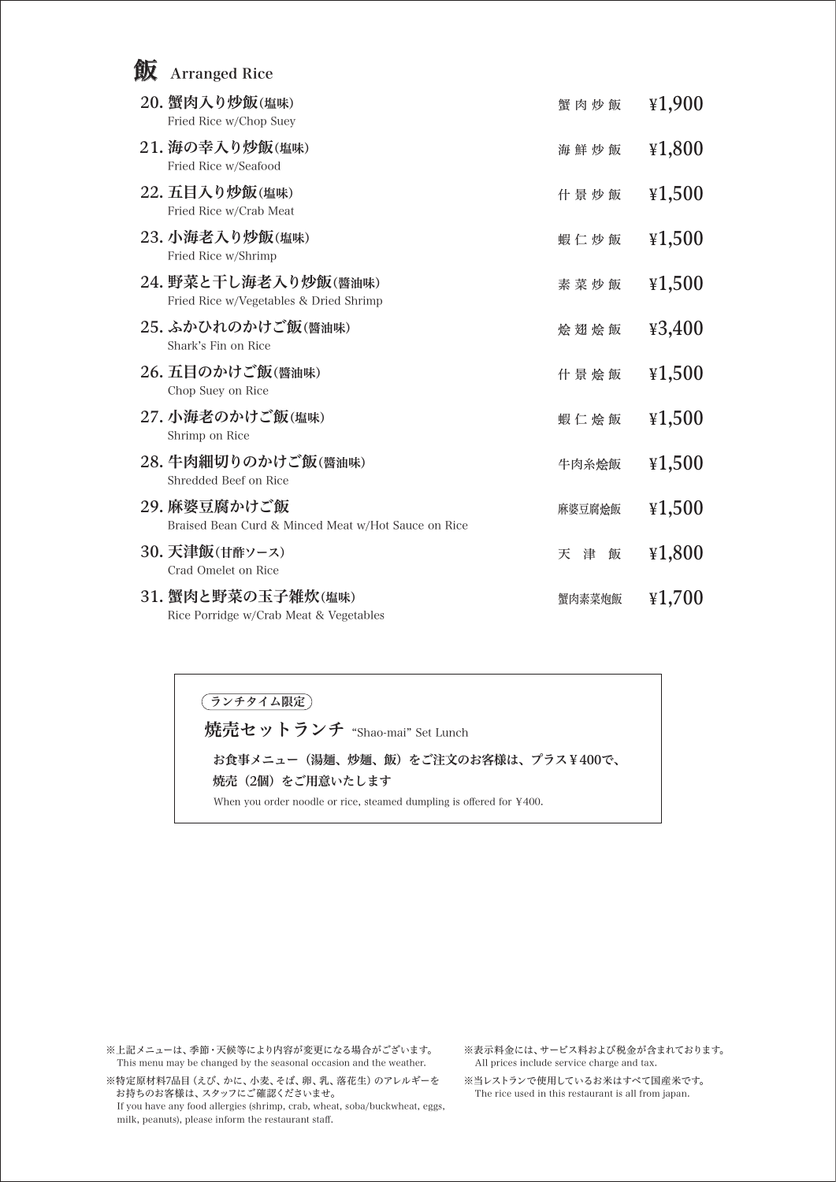# 飯 Arranged Rice

| No. | Item | Chinese | Price |
|---|---|---|---|
| 20. | **蟹肉入り炒飯(塩味)**<br>Fried Rice w/Chop Suey | 蟹 肉 炒 飯 | ¥1,900 |
| 21. | **海の幸入り炒飯(塩味)**<br>Fried Rice w/Seafood | 海 鮮 炒 飯 | ¥1,800 |
| 22. | **五目入り炒飯(塩味)**<br>Fried Rice w/Crab Meat | 什 景 炒 飯 | ¥1,500 |
| 23. | **小海老入り炒飯(塩味)**<br>Fried Rice w/Shrimp | 蝦 仁 炒 飯 | ¥1,500 |
| 24. | **野菜と干し海老入り炒飯(醬油味)**<br>Fried Rice w/Vegetables & Dried Shrimp | 素 菜 炒 飯 | ¥1,500 |
| 25. | **ふかひれのかけご飯(醬油味)**<br>Shark's Fin on Rice | 烩 翅 烩 飯 | ¥3,400 |
| 26. | **五目のかけご飯(醬油味)**<br>Chop Suey on Rice | 什 景 烩 飯 | ¥1,500 |
| 27. | **小海老のかけご飯(塩味)**<br>Shrimp on Rice | 蝦 仁 烩 飯 | ¥1,500 |
| 28. | **牛肉細切りのかけご飯(醬油味)**<br>Shredded Beef on Rice | 牛肉糸烩飯 | ¥1,500 |
| 29. | **麻婆豆腐かけご飯**<br>Braised Bean Curd & Minced Meat w/Hot Sauce on Rice | 麻婆豆腐烩飯 | ¥1,500 |
| 30. | **天津飯(甘酢ソース)**<br>Crad Omelet on Rice | 天 津 飯 | ¥1,800 |
| 31. | **蟹肉と野菜の玉子雑炊(塩味)**<br>Rice Porridge w/Crab Meat & Vegetables | 蟹肉素菜泡飯 | ¥1,700 |

(ランチタイム限定)

**焼売セットランチ** "Shao-mai" Set Lunch

**お食事メニュー(湯麺、炒麺、飯)をご注文のお客様は、プラス￥400で、焼売(2個)をご用意いたします**

When you order noodle or rice, steamed dumpling is offered for ¥400.

※上記メニューは、季節･天候等により内容が変更になる場合がございます。
This menu may be changed by the seasonal occasion and the weather.

※特定原材料7品目(えび、かに、小麦、そば、卵、乳、落花生)のアレルギーをお持ちのお客様は、スタッフにご確認くださいませ。
If you have any food allergies (shrimp, crab, wheat, soba/buckwheat, eggs, milk, peanuts), please inform the restaurant staff.

※表示料金には、サービス料および税金が含まれております。
All prices include service charge and tax.

※当レストランで使用しているお米はすべて国産米です。
The rice used in this restaurant is all from japan.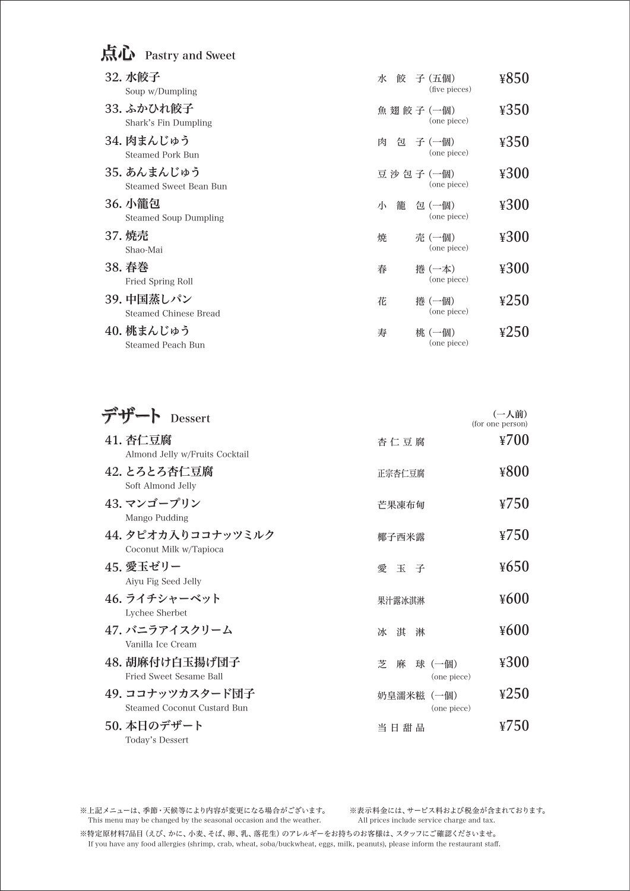## 点心 Pastry and Sweet

| No. | Item | Chinese name | Price |
|---|---|---|---|
| 32. | **水餃子** Soup w/Dumpling | 水 餃 子（五個） (five pieces) | ¥850 |
| 33. | **ふかひれ餃子** Shark's Fin Dumpling | 魚 翅 餃 子（一個） (one piece) | ¥350 |
| 34. | **肉まんじゅう** Steamed Pork Bun | 肉 包 子（一個） (one piece) | ¥350 |
| 35. | **あんまんじゅう** Steamed Sweet Bean Bun | 豆 沙 包 子（一個） (one piece) | ¥300 |
| 36. | **小籠包** Steamed Soup Dumpling | 小 籠 包（一個） (one piece) | ¥300 |
| 37. | **焼売** Shao-Mai | 焼 売（一個） (one piece) | ¥300 |
| 38. | **春巻** Fried Spring Roll | 春 捲（一本） (one piece) | ¥300 |
| 39. | **中国蒸しパン** Steamed Chinese Bread | 花 捲（一個） (one piece) | ¥250 |
| 40. | **桃まんじゅう** Steamed Peach Bun | 寿 桃（一個） (one piece) | ¥250 |

## デザート Dessert

（一人前）
(for one person)

| No. | Item | Chinese name | Price |
|---|---|---|---|
| 41. | **杏仁豆腐** Almond Jelly w/Fruits Cocktail | 杏 仁 豆 腐 | ¥700 |
| 42. | **とろとろ杏仁豆腐** Soft Almond Jelly | 正宗杏仁豆腐 | ¥800 |
| 43. | **マンゴープリン** Mango Pudding | 芒果凍布甸 | ¥750 |
| 44. | **タピオカ入りココナッツミルク** Coconut Milk w/Tapioca | 椰子西米露 | ¥750 |
| 45. | **愛玉ゼリー** Aiyu Fig Seed Jelly | 愛 玉 子 | ¥650 |
| 46. | **ライチシャーベット** Lychee Sherbet | 果汁露冰淇淋 | ¥600 |
| 47. | **バニラアイスクリーム** Vanilla Ice Cream | 冰 淇 淋 | ¥600 |
| 48. | **胡麻付け白玉揚げ団子** Fried Sweet Sesame Ball | 芝 麻 球（一個） (one piece) | ¥300 |
| 49. | **ココナッツカスタード団子** Steamed Coconut Custard Bun | 奶皇濡米糍（一個） (one piece) | ¥250 |
| 50. | **本日のデザート** Today's Dessert | 当 日 甜 品 | ¥750 |

※上記メニューは、季節・天候等により内容が変更になる場合がございます。
This menu may be changed by the seasonal occasion and the weather.

※表示料金には、サービス料および税金が含まれております。
All prices include service charge and tax.

※特定原材料7品目（えび、かに、小麦、そば、卵、乳、落花生）のアレルギーをお持ちのお客様は、スタッフにご確認くださいませ。
If you have any food allergies (shrimp, crab, wheat, soba/buckwheat, eggs, milk, peanuts), please inform the restaurant staff.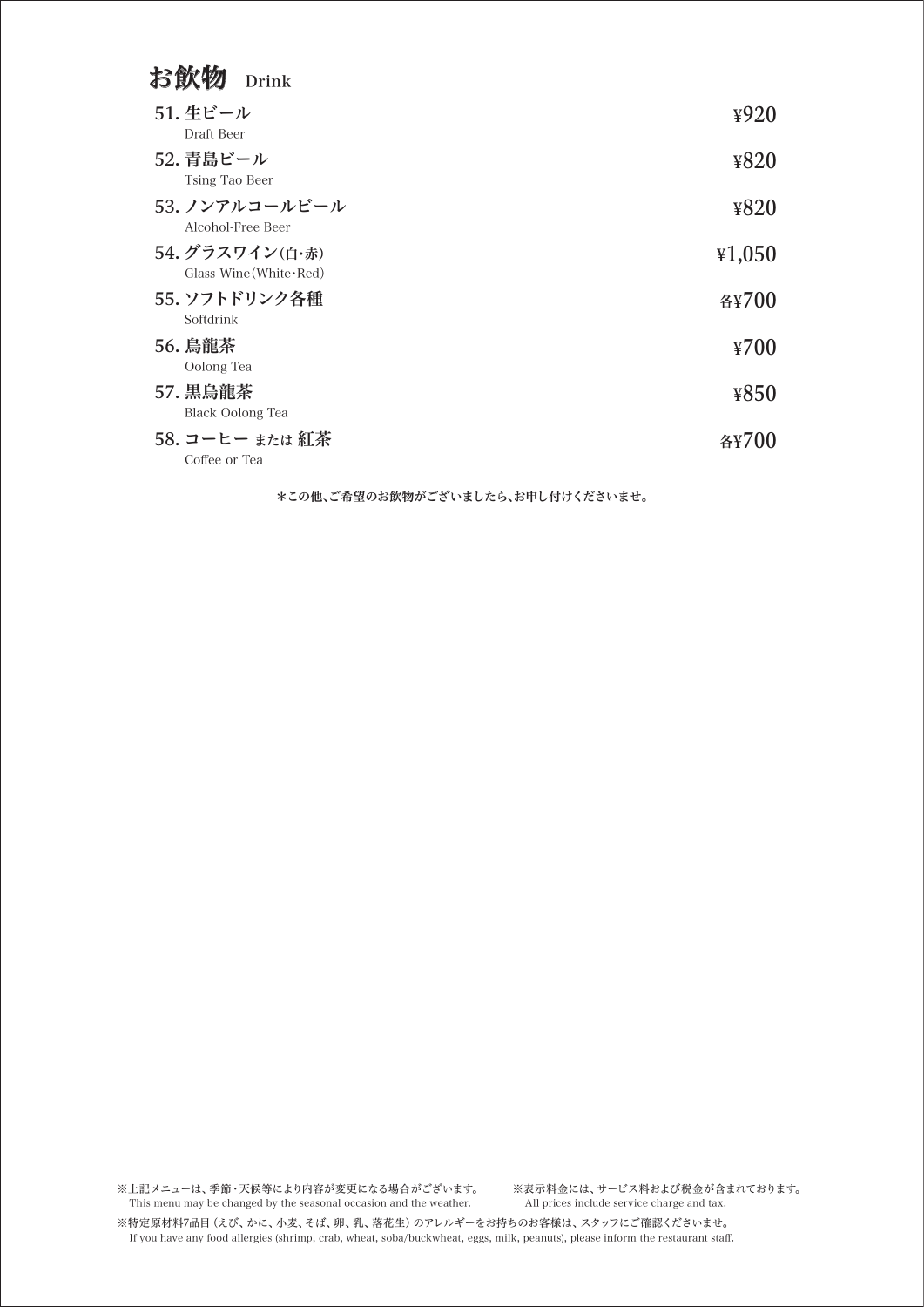## お飲物 Drink

| | |
|---|---|
| 51. 生ビール<br>Draft Beer | ¥920 |
| 52. 青島ビール<br>Tsing Tao Beer | ¥820 |
| 53. ノンアルコールビール<br>Alcohol-Free Beer | ¥820 |
| 54. グラスワイン(白・赤)<br>Glass Wine(White・Red) | ¥1,050 |
| 55. ソフトドリンク各種<br>Softdrink | 各¥700 |
| 56. 烏龍茶<br>Oolong Tea | ¥700 |
| 57. 黒烏龍茶<br>Black Oolong Tea | ¥850 |
| 58. コーヒー または 紅茶<br>Coffee or Tea | 各¥700 |

＊この他、ご希望のお飲物がございましたら、お申し付けくださいませ。

※上記メニューは、季節・天候等により内容が変更になる場合がございます。
This menu may be changed by the seasonal occasion and the weather.

※表示料金には、サービス料および税金が含まれております。
All prices include service charge and tax.

※特定原材料7品目（えび、かに、小麦、そば、卵、乳、落花生）のアレルギーをお持ちのお客様は、スタッフにご確認くださいませ。
If you have any food allergies (shrimp, crab, wheat, soba/buckwheat, eggs, milk, peanuts), please inform the restaurant staff.